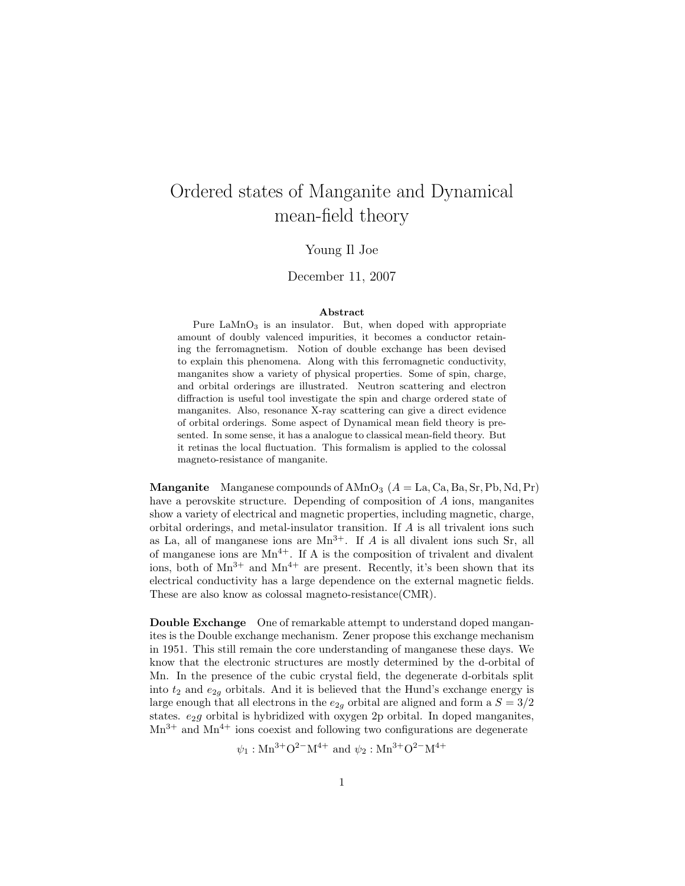// Ordered states of Manganite and Dynamical mean-field theory

# Ordered states of Manganite and Dynamical mean-field theory

Young Il Joe

December 11, 2007

### Abstract

Pure $LaMnO_3$ is an insulator. But, when doped with appropriate amount of doubly valenced impurities, it becomes a conductor retaining the ferromagnetism. Notion of double exchange has been devised to explain this phenomena. Along with this ferromagnetic conductivity, manganites show a variety of physical properties. Some of spin, charge, and orbital orderings are illustrated. Neutron scattering and electron diffraction is useful tool investigate the spin and charge ordered state of manganites. Also, resonance X-ray scattering can give a direct evidence of orbital orderings. Some aspect of Dynamical mean field theory is presented. In some sense, it has a analogue to classical mean-field theory. But it retinas the local fluctuation. This formalism is applied to the colossal magneto-resistance of manganite.

**Manganite** Manganese compounds of $AMnO_3$ ($A = La, Ca, Ba, Sr, Pb, Nd, Pr$) have a perovskite structure. Depending of composition of $A$ ions, manganites show a variety of electrical and magnetic properties, including magnetic, charge, orbital orderings, and metal-insulator transition. If $A$ is all trivalent ions such as La, all of manganese ions are $Mn^{3+}$. If $A$ is all divalent ions such Sr, all of manganese ions are $Mn^{4+}$. If A is the composition of trivalent and divalent ions, both of $Mn^{3+}$ and $Mn^{4+}$ are present. Recently, it's been shown that its electrical conductivity has a large dependence on the external magnetic fields. These are also know as colossal magneto-resistance(CMR).

**Double Exchange** One of remarkable attempt to understand doped manganites is the Double exchange mechanism. Zener propose this exchange mechanism in 1951. This still remain the core understanding of manganese these days. We know that the electronic structures are mostly determined by the d-orbital of Mn. In the presence of the cubic crystal field, the degenerate d-orbitals split into $t_2$ and $e_{2g}$ orbitals. And it is believed that the Hund's exchange energy is large enough that all electrons in the $e_{2g}$ orbital are aligned and form a $S = 3/2$ states. $e_2g$ orbital is hybridized with oxygen 2p orbital. In doped manganites, $Mn^{3+}$ and $Mn^{4+}$ ions coexist and following two configurations are degenerate

$$\psi_1 : Mn^{3+}O^{2-}M^{4+} \text{ and } \psi_2 : Mn^{3+}O^{2-}M^{4+}$$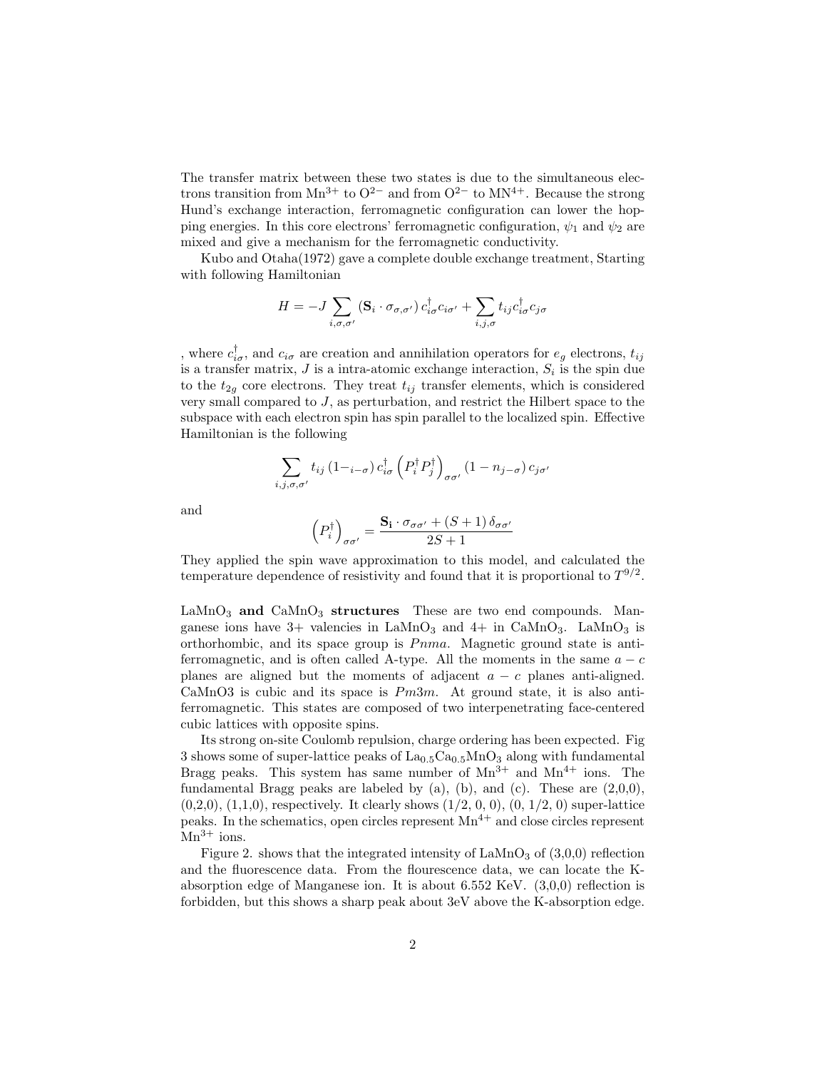The transfer matrix between these two states is due to the simultaneous electrons transition from $Mn^{3+}$ to $O^{2-}$ and from $O^{2-}$ to $MN^{4+}$. Because the strong Hund's exchange interaction, ferromagnetic configuration can lower the hopping energies. In this core electrons' ferromagnetic configuration, $\psi_1$ and $\psi_2$ are mixed and give a mechanism for the ferromagnetic conductivity.

Kubo and Otaha(1972) gave a complete double exchange treatment, Starting with following Hamiltonian

$$H = -J \sum_{i,\sigma,\sigma'} \left(\mathbf{S}_i \cdot \sigma_{\sigma,\sigma'}\right) c^{\dagger}_{i\sigma} c_{i\sigma'} + \sum_{i,j,\sigma} t_{ij} c^{\dagger}_{i\sigma} c_{j\sigma}$$

, where $c^{\dagger}_{i\sigma}$, and $c_{i\sigma}$ are creation and annihilation operators for $e_g$ electrons, $t_{ij}$ is a transfer matrix, $J$ is a intra-atomic exchange interaction, $S_i$ is the spin due to the $t_{2g}$ core electrons. They treat $t_{ij}$ transfer elements, which is considered very small compared to $J$, as perturbation, and restrict the Hilbert space to the subspace with each electron spin has spin parallel to the localized spin. Effective Hamiltonian is the following

$$\sum_{i,j,\sigma,\sigma'} t_{ij} \left(1 -_{i-\sigma}\right) c^{\dagger}_{i\sigma} \left(P^{\dagger}_i P^{\dagger}_j\right)_{\sigma\sigma'} \left(1 - n_{j-\sigma}\right) c_{j\sigma'}$$

and

$$\left(P^{\dagger}_i\right)_{\sigma\sigma'} = \frac{\mathbf{S_i} \cdot \sigma_{\sigma\sigma'} + (S+1)\,\delta_{\sigma\sigma'}}{2S+1}$$

They applied the spin wave approximation to this model, and calculated the temperature dependence of resistivity and found that it is proportional to $T^{9/2}$.

**$LaMnO_3$ and $CaMnO_3$ structures** These are two end compounds. Manganese ions have 3+ valencies in $LaMnO_3$ and 4+ in $CaMnO_3$. $LaMnO_3$ is orthorhombic, and its space group is *Pnma*. Magnetic ground state is antiferromagnetic, and is often called A-type. All the moments in the same $a - c$ planes are aligned but the moments of adjacent $a - c$ planes anti-aligned. CaMnO3 is cubic and its space is *Pm3m*. At ground state, it is also antiferromagnetic. This states are composed of two interpenetrating face-centered cubic lattices with opposite spins.

Its strong on-site Coulomb repulsion, charge ordering has been expected. Fig 3 shows some of super-lattice peaks of $La_{0.5}Ca_{0.5}MnO_3$ along with fundamental Bragg peaks. This system has same number of $Mn^{3+}$ and $Mn^{4+}$ ions. The fundamental Bragg peaks are labeled by (a), (b), and (c). These are (2,0,0), (0,2,0), (1,1,0), respectively. It clearly shows (1/2, 0, 0), (0, 1/2, 0) super-lattice peaks. In the schematics, open circles represent $Mn^{4+}$ and close circles represent $Mn^{3+}$ ions.

Figure 2. shows that the integrated intensity of $LaMnO_3$ of (3,0,0) reflection and the fluorescence data. From the flourescence data, we can locate the K-absorption edge of Manganese ion. It is about 6.552 KeV. (3,0,0) reflection is forbidden, but this shows a sharp peak about 3eV above the K-absorption edge.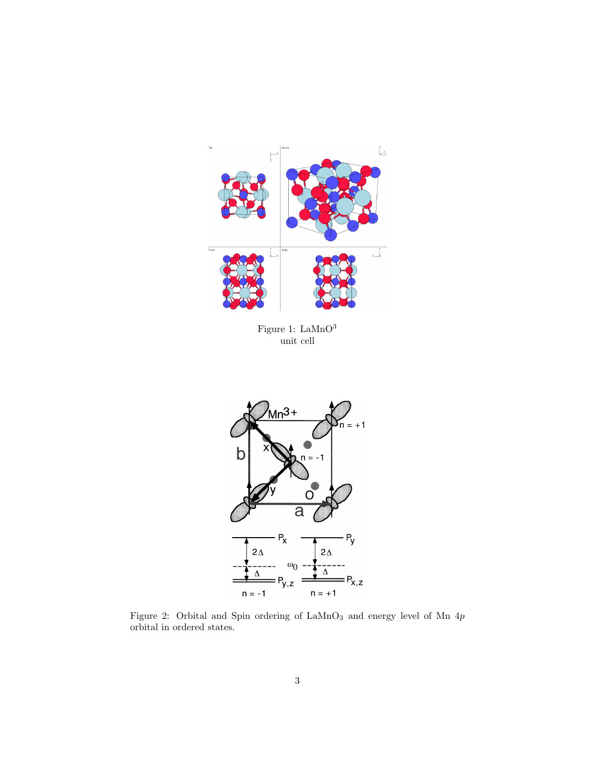Figure 1: $LaMnO^3$
unit cell

Figure 2: Orbital and Spin ordering of $LaMnO_3$ and energy level of Mn 4*p* orbital in ordered states.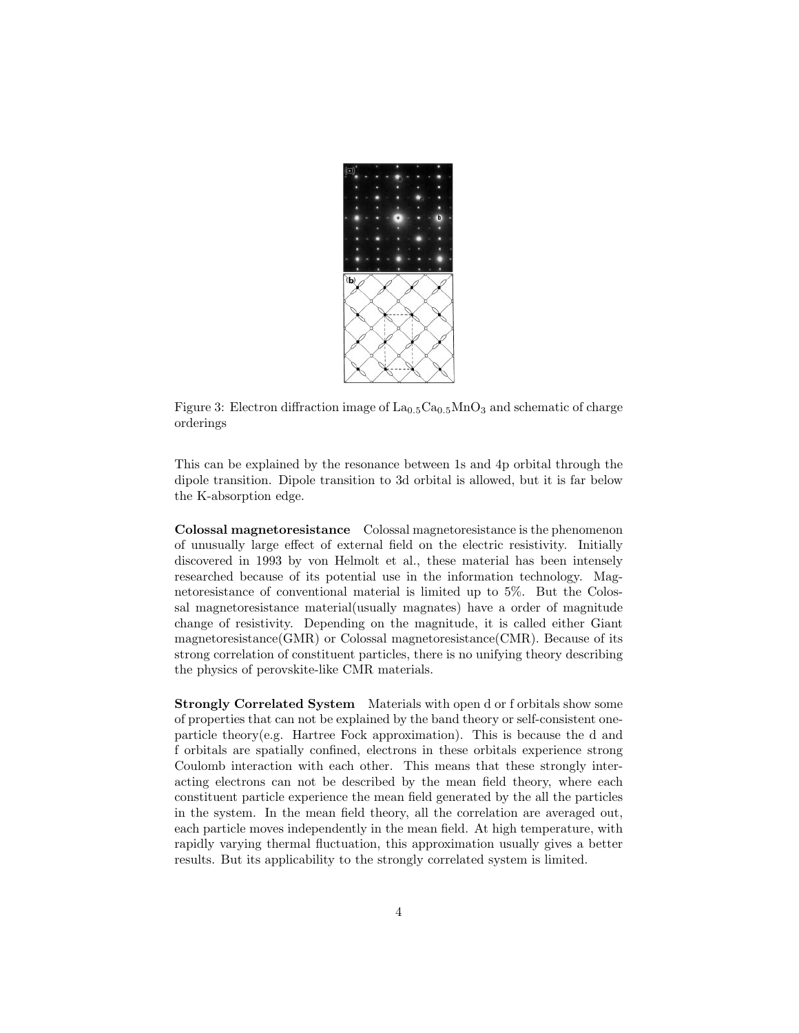Figure 3: Electron diffraction image of $La_{0.5}Ca_{0.5}MnO_3$ and schematic of charge orderings

This can be explained by the resonance between 1s and 4p orbital through the dipole transition. Dipole transition to 3d orbital is allowed, but it is far below the K-absorption edge.

**Colossal magnetoresistance** Colossal magnetoresistance is the phenomenon of unusually large effect of external field on the electric resistivity. Initially discovered in 1993 by von Helmolt et al., these material has been intensely researched because of its potential use in the information technology. Magnetoresistance of conventional material is limited up to 5%. But the Colossal magnetoresistance material(usually magnates) have a order of magnitude change of resistivity. Depending on the magnitude, it is called either Giant magnetoresistance(GMR) or Colossal magnetoresistance(CMR). Because of its strong correlation of constituent particles, there is no unifying theory describing the physics of perovskite-like CMR materials.

**Strongly Correlated System** Materials with open d or f orbitals show some of properties that can not be explained by the band theory or self-consistent one-particle theory(e.g. Hartree Fock approximation). This is because the d and f orbitals are spatially confined, electrons in these orbitals experience strong Coulomb interaction with each other. This means that these strongly interacting electrons can not be described by the mean field theory, where each constituent particle experience the mean field generated by the all the particles in the system. In the mean field theory, all the correlation are averaged out, each particle moves independently in the mean field. At high temperature, with rapidly varying thermal fluctuation, this approximation usually gives a better results. But its applicability to the strongly correlated system is limited.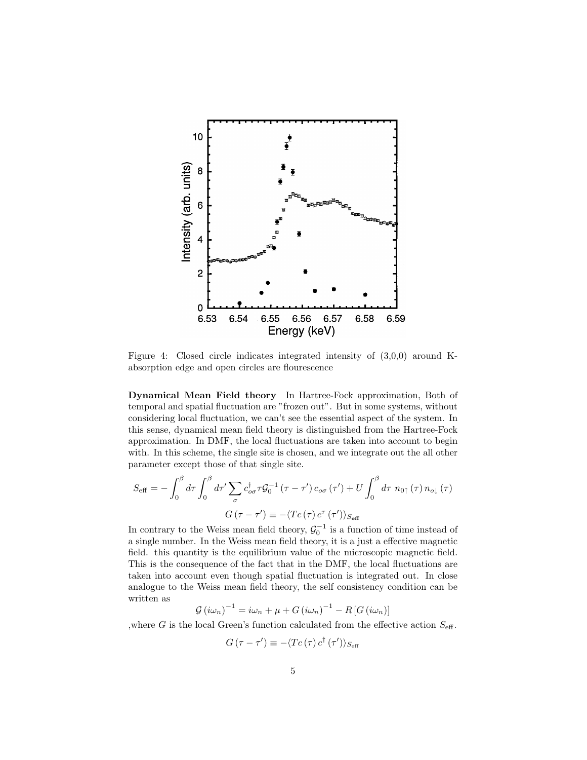Figure 4: Closed circle indicates integrated intensity of (3,0,0) around K-absorption edge and open circles are flourescence

**Dynamical Mean Field theory** In Hartree-Fock approximation, Both of temporal and spatial fluctuation are "frozen out". But in some systems, without considering local fluctuation, we can't see the essential aspect of the system. In this sense, dynamical mean field theory is distinguished from the Hartree-Fock approximation. In DMF, the local fluctuations are taken into account to begin with. In this scheme, the single site is chosen, and we integrate out the all other parameter except those of that single site.

$$S_{\text{eff}} = -\int_0^\beta d\tau \int_0^\beta d\tau' \sum_\sigma c_{o\sigma}^\dagger \tau \mathcal{G}_0^{-1}\left(\tau - \tau'\right) c_{o\sigma}\left(\tau'\right) + U \int_0^\beta d\tau \; n_{0\uparrow}\left(\tau\right) n_{o\downarrow}\left(\tau\right)$$

$$G\left(\tau - \tau'\right) \equiv -\langle Tc\left(\tau\right) c^\tau\left(\tau'\right)\rangle_{S_{\mathbf{eff}}}$$

In contrary to the Weiss mean field theory, $\mathcal{G}_0^{-1}$ is a function of time instead of a single number. In the Weiss mean field theory, it is a just a effective magnetic field. this quantity is the equilibrium value of the microscopic magnetic field. This is the consequence of the fact that in the DMF, the local fluctuations are taken into account even though spatial fluctuation is integrated out. In close analogue to the Weiss mean field theory, the self consistency condition can be written as

$$\mathcal{G}\left(i\omega_n\right)^{-1} = i\omega_n + \mu + G\left(i\omega_n\right)^{-1} - R\left[G\left(i\omega_n\right)\right]$$

,where $G$ is the local Green's function calculated from the effective action $S_{\text{eff}}$.

$$G\left(\tau - \tau'\right) \equiv -\langle Tc\left(\tau\right) c^\dagger\left(\tau'\right)\rangle_{S_{\text{eff}}}$$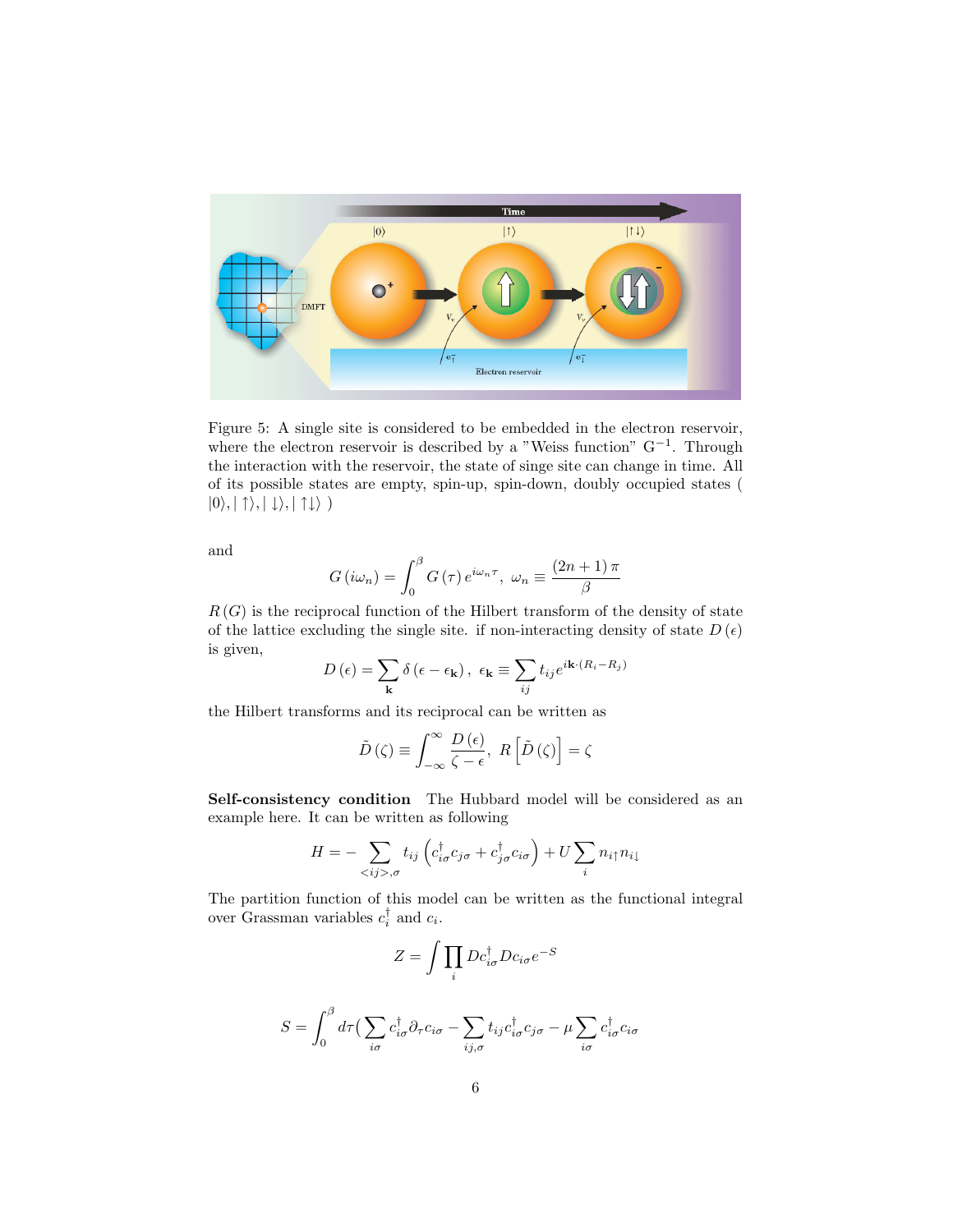Figure 5: A single site is considered to be embedded in the electron reservoir, where the electron reservoir is described by a "Weiss function" $G^{-1}$. Through the interaction with the reservoir, the state of singe site can change in time. All of its possible states are empty, spin-up, spin-down, doubly occupied states ( $|0\rangle, |\uparrow\rangle, |\downarrow\rangle, |\uparrow\downarrow\rangle$ )

and

$$G(i\omega_n) = \int_0^\beta G(\tau)\, e^{i\omega_n \tau},\ \ \omega_n \equiv \frac{(2n+1)\,\pi}{\beta}$$

$R(G)$ is the reciprocal function of the Hilbert transform of the density of state of the lattice excluding the single site. if non-interacting density of state $D(\epsilon)$ is given,

$$D(\epsilon) = \sum_{\mathbf{k}} \delta(\epsilon - \epsilon_{\mathbf{k}}),\ \epsilon_{\mathbf{k}} \equiv \sum_{ij} t_{ij} e^{i\mathbf{k}\cdot(R_i - R_j)}$$

the Hilbert transforms and its reciprocal can be written as

$$\tilde{D}(\zeta) \equiv \int_{-\infty}^{\infty} \frac{D(\epsilon)}{\zeta - \epsilon},\ \ R\left[\tilde{D}(\zeta)\right] = \zeta$$

**Self-consistency condition** The Hubbard model will be considered as an example here. It can be written as following

$$H = -\sum_{<ij>,\sigma} t_{ij}\left(c_{i\sigma}^\dagger c_{j\sigma} + c_{j\sigma}^\dagger c_{i\sigma}\right) + U\sum_i n_{i\uparrow} n_{i\downarrow}$$

The partition function of this model can be written as the functional integral over Grassman variables $c_i^\dagger$ and $c_i$.

$$Z = \int \prod_i D c_{i\sigma}^\dagger D c_{i\sigma} e^{-S}$$

$$S = \int_0^\beta d\tau \Big( \sum_{i\sigma} c_{i\sigma}^\dagger \partial_\tau c_{i\sigma} - \sum_{ij,\sigma} t_{ij} c_{i\sigma}^\dagger c_{j\sigma} - \mu \sum_{i\sigma} c_{i\sigma}^\dagger c_{i\sigma}$$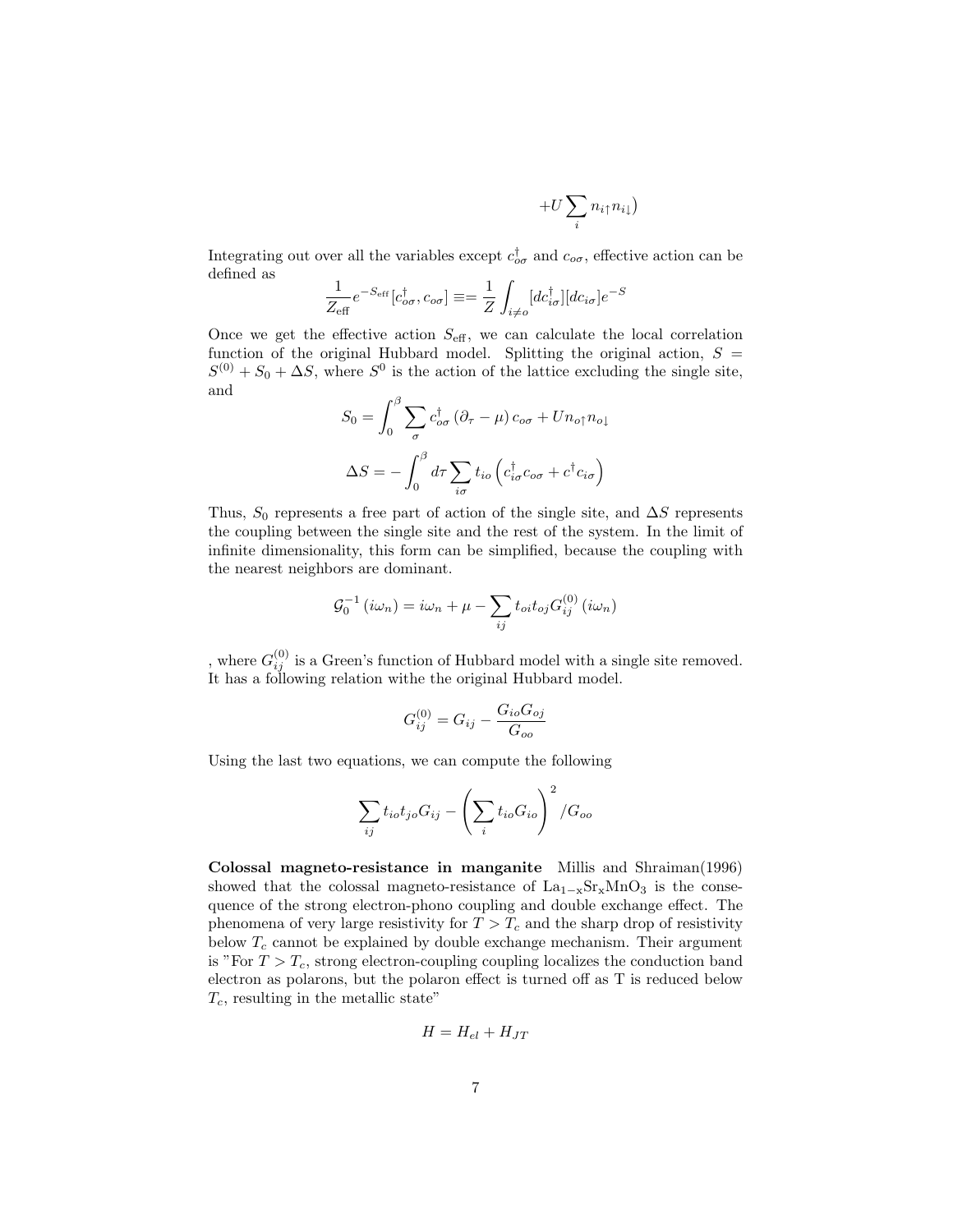$$+U\sum_i n_{i\uparrow}n_{i\downarrow})$$

Integrating out over all the variables except $c^\dagger_{o\sigma}$ and $c_{o\sigma}$, effective action can be defined as

$$\frac{1}{Z_{\text{eff}}}e^{-S_{\text{eff}}}[c^\dagger_{o\sigma},c_{o\sigma}] \equiv = \frac{1}{Z}\int_{i\neq o}[dc^\dagger_{i\sigma}][dc_{i\sigma}]e^{-S}$$

Once we get the effective action $S_{\text{eff}}$, we can calculate the local correlation function of the original Hubbard model. Splitting the original action, $S = S^{(0)} + S_0 + \Delta S$, where $S^0$ is the action of the lattice excluding the single site, and

$$S_0 = \int_0^\beta \sum_\sigma c^\dagger_{o\sigma}\left(\partial_\tau - \mu\right)c_{o\sigma} + Un_{o\uparrow}n_{o\downarrow}$$

$$\Delta S = -\int_0^\beta d\tau \sum_{i\sigma} t_{io}\left(c^\dagger_{i\sigma}c_{o\sigma} + c^\dagger c_{i\sigma}\right)$$

Thus, $S_0$ represents a free part of action of the single site, and $\Delta S$ represents the coupling between the single site and the rest of the system. In the limit of infinite dimensionality, this form can be simplified, because the coupling with the nearest neighbors are dominant.

$$\mathcal{G}_0^{-1}\left(i\omega_n\right) = i\omega_n + \mu - \sum_{ij} t_{oi}t_{oj}G^{(0)}_{ij}\left(i\omega_n\right)$$

, where $G^{(0)}_{ij}$ is a Green's function of Hubbard model with a single site removed. It has a following relation withe the original Hubbard model.

$$G^{(0)}_{ij} = G_{ij} - \frac{G_{io}G_{oj}}{G_{oo}}$$

Using the last two equations, we can compute the following

$$\sum_{ij} t_{io}t_{jo}G_{ij} - \left(\sum_i t_{io}G_{io}\right)^2 / G_{oo}$$

**Colossal magneto-resistance in manganite** Millis and Shraiman(1996) showed that the colossal magneto-resistance of $\mathrm{La_{1-x}Sr_xMnO_3}$ is the consequence of the strong electron-phono coupling and double exchange effect. The phenomena of very large resistivity for $T > T_c$ and the sharp drop of resistivity below $T_c$ cannot be explained by double exchange mechanism. Their argument is "For $T > T_c$, strong electron-coupling coupling localizes the conduction band electron as polarons, but the polaron effect is turned off as T is reduced below $T_c$, resulting in the metallic state"

$$H = H_{el} + H_{JT}$$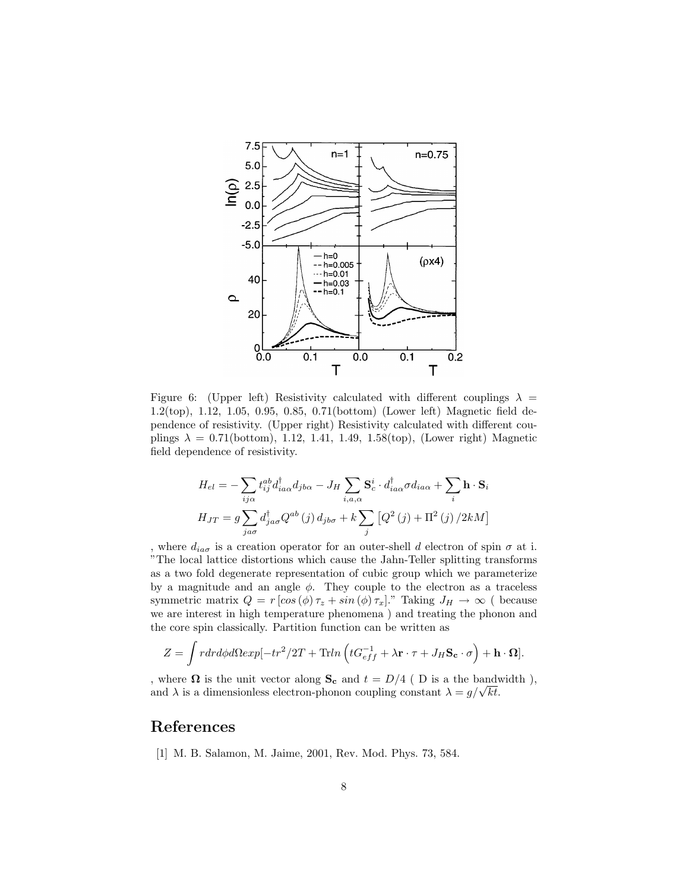Figure 6: (Upper left) Resistivity calculated with different couplings $\lambda = 1.2$(top), 1.12, 1.05, 0.95, 0.85, 0.71(bottom) (Lower left) Magnetic field dependence of resistivity. (Upper right) Resistivity calculated with different couplings $\lambda = 0.71$(bottom), 1.12, 1.41, 1.49, 1.58(top), (Lower right) Magnetic field dependence of resistivity.

$$H_{el} = -\sum_{ij\alpha} t_{ij}^{ab} d_{ia\alpha}^{\dagger} d_{jb\alpha} - J_H \sum_{i,a,\alpha} \mathbf{S}_c^i \cdot d_{ia\alpha}^{\dagger} \sigma d_{ia\alpha} + \sum_i \mathbf{h} \cdot \mathbf{S}_i$$

$$H_{JT} = g \sum_{ja\sigma} d_{ja\sigma}^{\dagger} Q^{ab}(j)\, d_{jb\sigma} + k \sum_j \left[ Q^2(j) + \Pi^2(j)/2kM \right]$$

, where $d_{ia\sigma}$ is a creation operator for an outer-shell $d$ electron of spin $\sigma$ at i. "The local lattice distortions which cause the Jahn-Teller splitting transforms as a two fold degenerate representation of cubic group which we parameterize by a magnitude and an angle $\phi$. They couple to the electron as a traceless symmetric matrix $Q = r\left[cos(\phi)\tau_z + sin(\phi)\tau_x\right]$." Taking $J_H \to \infty$ ( because we are interest in high temperature phenomena ) and treating the phonon and the core spin classically. Partition function can be written as

$$Z = \int r dr d\phi d\Omega exp[-tr^2/2T + \mathrm{Tr}ln\left(tG_{eff}^{-1} + \lambda \mathbf{r}\cdot\tau + J_H \mathbf{S_c}\cdot\sigma\right) + \mathbf{h}\cdot\mathbf{\Omega}].$$

, where $\mathbf{\Omega}$ is the unit vector along $\mathbf{S_c}$ and $t = D/4$ ( D is a the bandwidth ), and $\lambda$ is a dimensionless electron-phonon coupling constant $\lambda = g/\sqrt{kt}$.

## References

[1] M. B. Salamon, M. Jaime, 2001, Rev. Mod. Phys. 73, 584.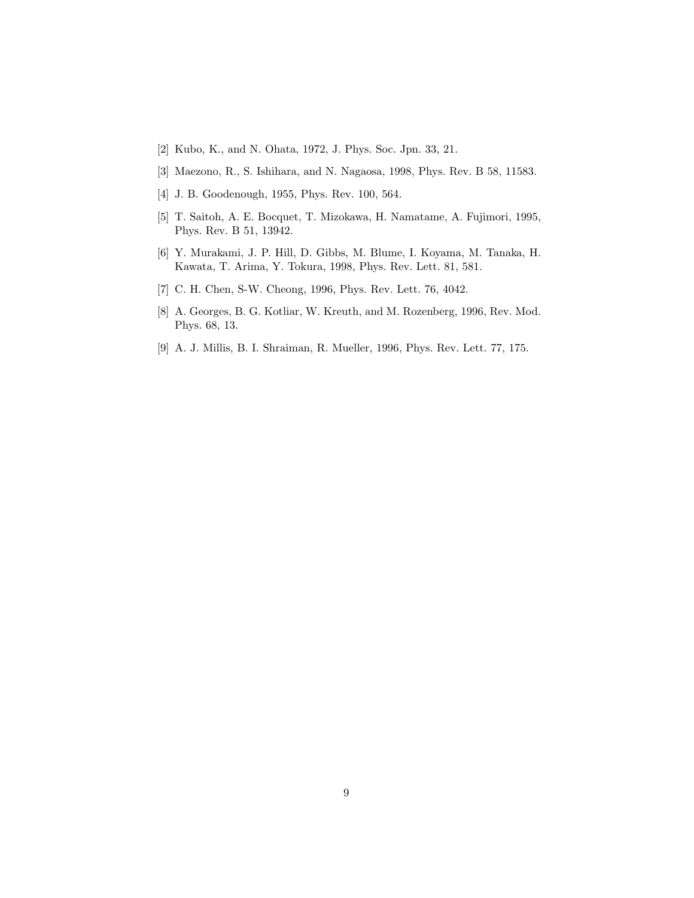[2] Kubo, K., and N. Ohata, 1972, J. Phys. Soc. Jpn. 33, 21.

[3] Maezono, R., S. Ishihara, and N. Nagaosa, 1998, Phys. Rev. B 58, 11583.

[4] J. B. Goodenough, 1955, Phys. Rev. 100, 564.

[5] T. Saitoh, A. E. Bocquet, T. Mizokawa, H. Namatame, A. Fujimori, 1995, Phys. Rev. B 51, 13942.

[6] Y. Murakami, J. P. Hill, D. Gibbs, M. Blume, I. Koyama, M. Tanaka, H. Kawata, T. Arima, Y. Tokura, 1998, Phys. Rev. Lett. 81, 581.

[7] C. H. Chen, S-W. Cheong, 1996, Phys. Rev. Lett. 76, 4042.

[8] A. Georges, B. G. Kotliar, W. Kreuth, and M. Rozenberg, 1996, Rev. Mod. Phys. 68, 13.

[9] A. J. Millis, B. I. Shraiman, R. Mueller, 1996, Phys. Rev. Lett. 77, 175.